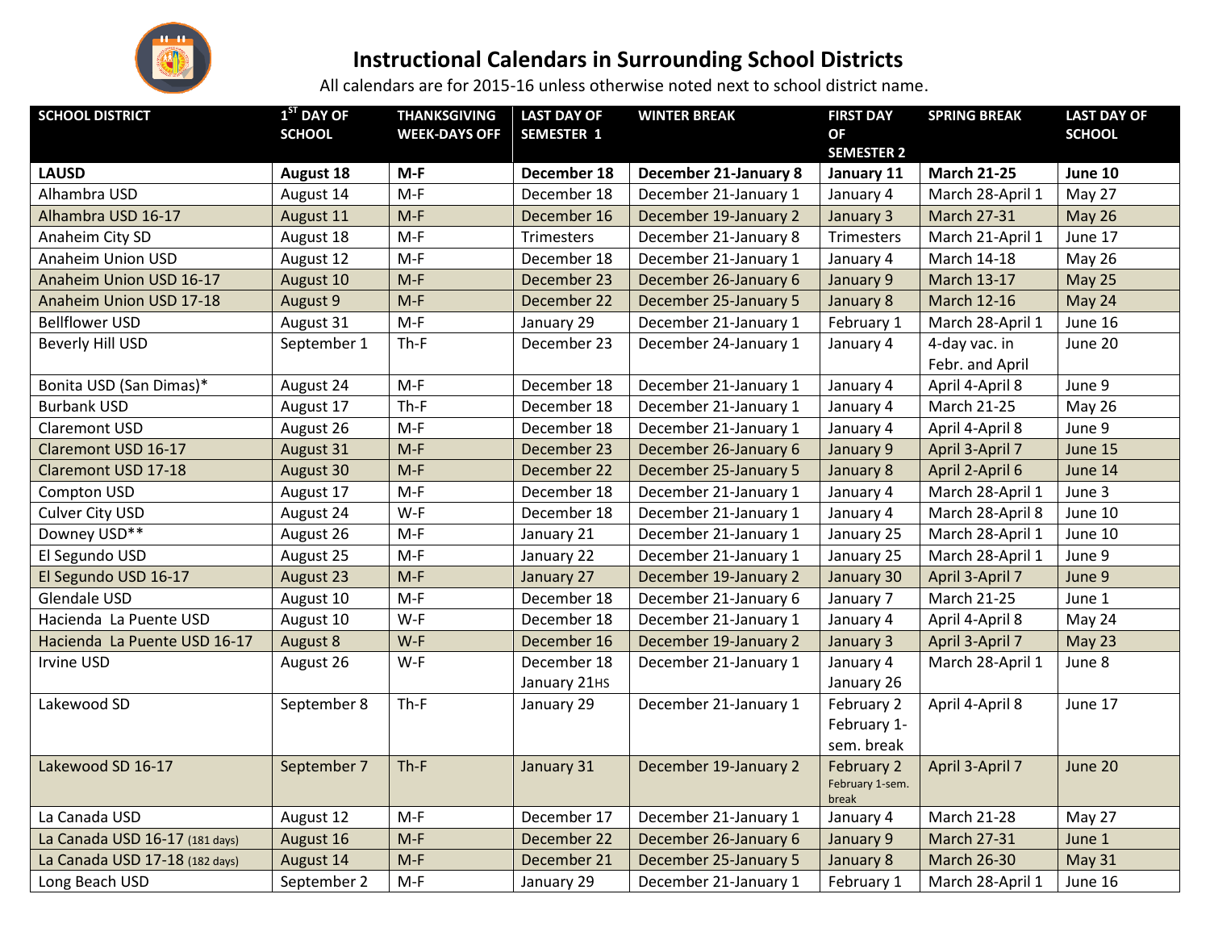# Instructional Calendars in Surrounding School Districts

All calendars are for 2015-16 unless otherwise noted next to school district name.

| SCHOOL DISTRICT | 1ST DAY OF SCHOOL | THANKSGIVING WEEK-DAYS OFF | LAST DAY OF SEMESTER 1 | WINTER BREAK | FIRST DAY OF SEMESTER 2 | SPRING BREAK | LAST DAY OF SCHOOL |
|---|---|---|---|---|---|---|---|
| **LAUSD** | **August 18** | **M-F** | **December 18** | **December 21-January 8** | **January 11** | **March 21-25** | **June 10** |
| Alhambra USD | August 14 | M-F | December 18 | December 21-January 1 | January 4 | March 28-April 1 | May 27 |
| Alhambra USD 16-17 | August 11 | M-F | December 16 | December 19-January 2 | January 3 | March 27-31 | May 26 |
| Anaheim City SD | August 18 | M-F | Trimesters | December 21-January 8 | Trimesters | March 21-April 1 | June 17 |
| Anaheim Union USD | August 12 | M-F | December 18 | December 21-January 1 | January 4 | March 14-18 | May 26 |
| Anaheim Union USD 16-17 | August 10 | M-F | December 23 | December 26-January 6 | January 9 | March 13-17 | May 25 |
| Anaheim Union USD 17-18 | August 9 | M-F | December 22 | December 25-January 5 | January 8 | March 12-16 | May 24 |
| Bellflower USD | August 31 | M-F | January 29 | December 21-January 1 | February 1 | March 28-April 1 | June 16 |
| Beverly Hill USD | September 1 | Th-F | December 23 | December 24-January 1 | January 4 | 4-day vac. in Febr. and April | June 20 |
| Bonita USD (San Dimas)* | August 24 | M-F | December 18 | December 21-January 1 | January 4 | April 4-April 8 | June 9 |
| Burbank USD | August 17 | Th-F | December 18 | December 21-January 1 | January 4 | March 21-25 | May 26 |
| Claremont USD | August 26 | M-F | December 18 | December 21-January 1 | January 4 | April 4-April 8 | June 9 |
| Claremont USD 16-17 | August 31 | M-F | December 23 | December 26-January 6 | January 9 | April 3-April 7 | June 15 |
| Claremont USD 17-18 | August 30 | M-F | December 22 | December 25-January 5 | January 8 | April 2-April 6 | June 14 |
| Compton USD | August 17 | M-F | December 18 | December 21-January 1 | January 4 | March 28-April 1 | June 3 |
| Culver City USD | August 24 | W-F | December 18 | December 21-January 1 | January 4 | March 28-April 8 | June 10 |
| Downey USD** | August 26 | M-F | January 21 | December 21-January 1 | January 25 | March 28-April 1 | June 10 |
| El Segundo USD | August 25 | M-F | January 22 | December 21-January 1 | January 25 | March 28-April 1 | June 9 |
| El Segundo USD 16-17 | August 23 | M-F | January 27 | December 19-January 2 | January 30 | April 3-April 7 | June 9 |
| Glendale USD | August 10 | M-F | December 18 | December 21-January 6 | January 7 | March 21-25 | June 1 |
| Hacienda La Puente USD | August 10 | W-F | December 18 | December 21-January 1 | January 4 | April 4-April 8 | May 24 |
| Hacienda La Puente USD 16-17 | August 8 | W-F | December 16 | December 19-January 2 | January 3 | April 3-April 7 | May 23 |
| Irvine USD | August 26 | W-F | December 18 January 21HS | December 21-January 1 | January 4 January 26 | March 28-April 1 | June 8 |
| Lakewood SD | September 8 | Th-F | January 29 | December 21-January 1 | February 2 February 1-sem. break | April 4-April 8 | June 17 |
| Lakewood SD 16-17 | September 7 | Th-F | January 31 | December 19-January 2 | February 2 February 1-sem. break | April 3-April 7 | June 20 |
| La Canada USD | August 12 | M-F | December 17 | December 21-January 1 | January 4 | March 21-28 | May 27 |
| La Canada USD 16-17 (181 days) | August 16 | M-F | December 22 | December 26-January 6 | January 9 | March 27-31 | June 1 |
| La Canada USD 17-18 (182 days) | August 14 | M-F | December 21 | December 25-January 5 | January 8 | March 26-30 | May 31 |
| Long Beach USD | September 2 | M-F | January 29 | December 21-January 1 | February 1 | March 28-April 1 | June 16 |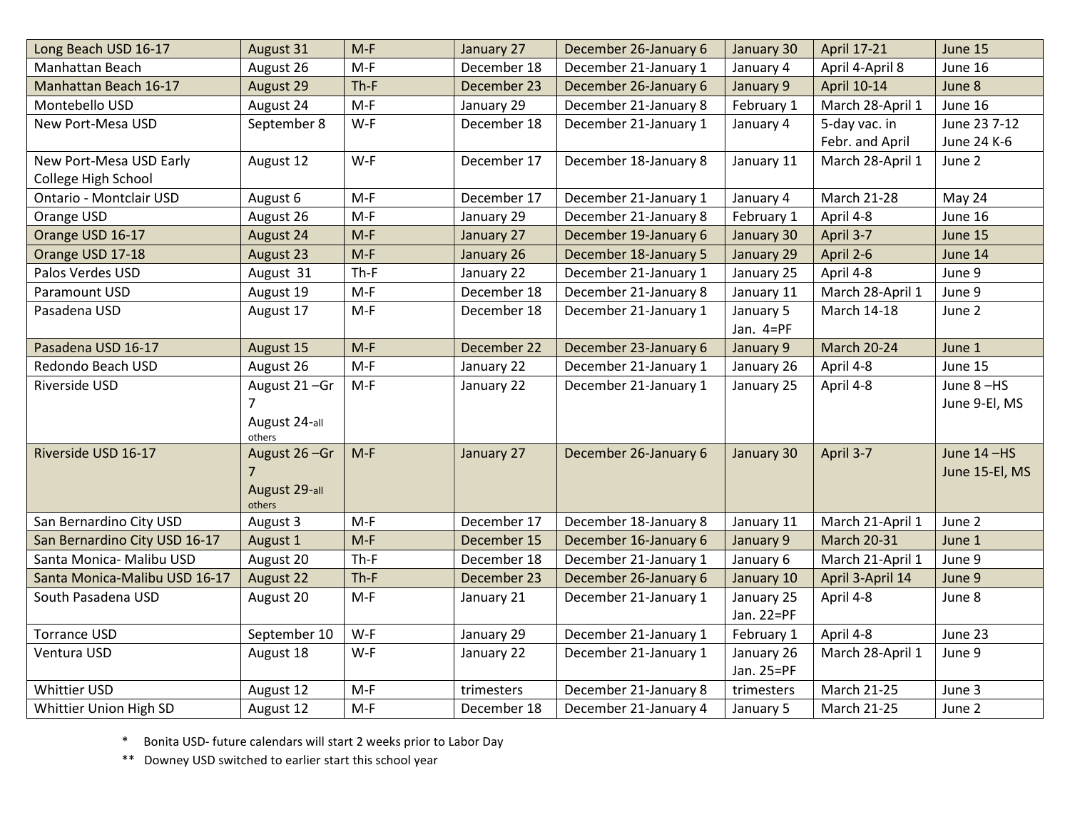| | | | | | | | |
|---|---|---|---|---|---|---|---|
| Long Beach USD 16-17 | August 31 | M-F | January 27 | December 26-January 6 | January 30 | April 17-21 | June 15 |
| Manhattan Beach | August 26 | M-F | December 18 | December 21-January 1 | January 4 | April 4-April 8 | June 16 |
| Manhattan Beach 16-17 | August 29 | Th-F | December 23 | December 26-January 6 | January 9 | April 10-14 | June 8 |
| Montebello USD | August 24 | M-F | January 29 | December 21-January 8 | February 1 | March 28-April 1 | June 16 |
| New Port-Mesa USD | September 8 | W-F | December 18 | December 21-January 1 | January 4 | 5-day vac. in Febr. and April | June 23 7-12 June 24 K-6 |
| New Port-Mesa USD Early College High School | August 12 | W-F | December 17 | December 18-January 8 | January 11 | March 28-April 1 | June 2 |
| Ontario - Montclair USD | August 6 | M-F | December 17 | December 21-January 1 | January 4 | March 21-28 | May 24 |
| Orange USD | August 26 | M-F | January 29 | December 21-January 8 | February 1 | April 4-8 | June 16 |
| Orange USD 16-17 | August 24 | M-F | January 27 | December 19-January 6 | January 30 | April 3-7 | June 15 |
| Orange USD 17-18 | August 23 | M-F | January 26 | December 18-January 5 | January 29 | April 2-6 | June 14 |
| Palos Verdes USD | August 31 | Th-F | January 22 | December 21-January 1 | January 25 | April 4-8 | June 9 |
| Paramount USD | August 19 | M-F | December 18 | December 21-January 8 | January 11 | March 28-April 1 | June 9 |
| Pasadena USD | August 17 | M-F | December 18 | December 21-January 1 | January 5 Jan. 4=PF | March 14-18 | June 2 |
| Pasadena USD 16-17 | August 15 | M-F | December 22 | December 23-January 6 | January 9 | March 20-24 | June 1 |
| Redondo Beach USD | August 26 | M-F | January 22 | December 21-January 1 | January 26 | April 4-8 | June 15 |
| Riverside USD | August 21 –Gr 7 August 24-all others | M-F | January 22 | December 21-January 1 | January 25 | April 4-8 | June 8 –HS June 9-El, MS |
| Riverside USD 16-17 | August 26 –Gr 7 August 29-all others | M-F | January 27 | December 26-January 6 | January 30 | April 3-7 | June 14 –HS June 15-El, MS |
| San Bernardino City USD | August 3 | M-F | December 17 | December 18-January 8 | January 11 | March 21-April 1 | June 2 |
| San Bernardino City USD 16-17 | August 1 | M-F | December 15 | December 16-January 6 | January 9 | March 20-31 | June 1 |
| Santa Monica- Malibu USD | August 20 | Th-F | December 18 | December 21-January 1 | January 6 | March 21-April 1 | June 9 |
| Santa Monica-Malibu USD 16-17 | August 22 | Th-F | December 23 | December 26-January 6 | January 10 | April 3-April 14 | June 9 |
| South Pasadena USD | August 20 | M-F | January 21 | December 21-January 1 | January 25 Jan. 22=PF | April 4-8 | June 8 |
| Torrance USD | September 10 | W-F | January 29 | December 21-January 1 | February 1 | April 4-8 | June 23 |
| Ventura USD | August 18 | W-F | January 22 | December 21-January 1 | January 26 Jan. 25=PF | March 28-April 1 | June 9 |
| Whittier USD | August 12 | M-F | trimesters | December 21-January 8 | trimesters | March 21-25 | June 3 |
| Whittier Union High SD | August 12 | M-F | December 18 | December 21-January 4 | January 5 | March 21-25 | June 2 |

\* Bonita USD- future calendars will start 2 weeks prior to Labor Day

\*\* Downey USD switched to earlier start this school year